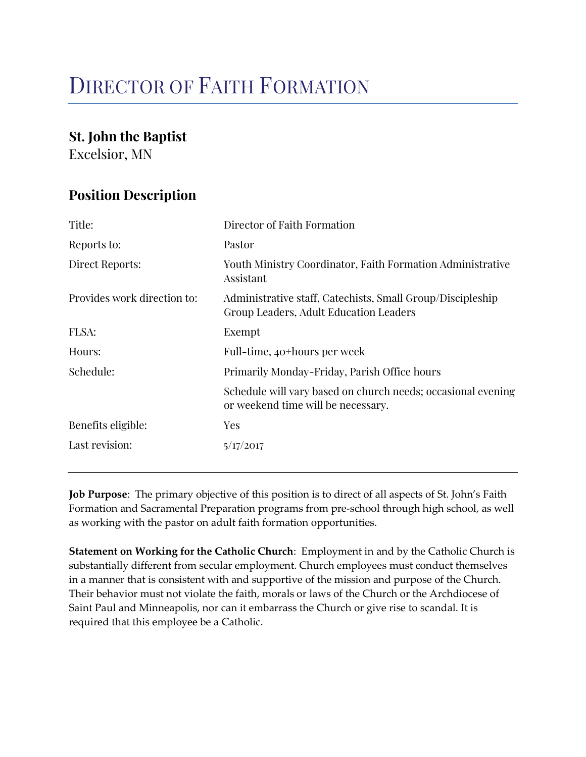# Director of Faith Formation

## St. John the Baptist

Excelsior, MN

## Position Description

| | |
|---|---|
| Title: | Director of Faith Formation |
| Reports to: | Pastor |
| Direct Reports: | Youth Ministry Coordinator, Faith Formation Administrative Assistant |
| Provides work direction to: | Administrative staff, Catechists, Small Group/Discipleship Group Leaders, Adult Education Leaders |
| FLSA: | Exempt |
| Hours: | Full-time, 40+hours per week |
| Schedule: | Primarily Monday-Friday, Parish Office hours |
| | Schedule will vary based on church needs; occasional evening or weekend time will be necessary. |
| Benefits eligible: | Yes |
| Last revision: | 5/17/2017 |

---

**Job Purpose**: The primary objective of this position is to direct of all aspects of St. John's Faith Formation and Sacramental Preparation programs from pre-school through high school, as well as working with the pastor on adult faith formation opportunities.

**Statement on Working for the Catholic Church**: Employment in and by the Catholic Church is substantially different from secular employment. Church employees must conduct themselves in a manner that is consistent with and supportive of the mission and purpose of the Church. Their behavior must not violate the faith, morals or laws of the Church or the Archdiocese of Saint Paul and Minneapolis, nor can it embarrass the Church or give rise to scandal. It is required that this employee be a Catholic.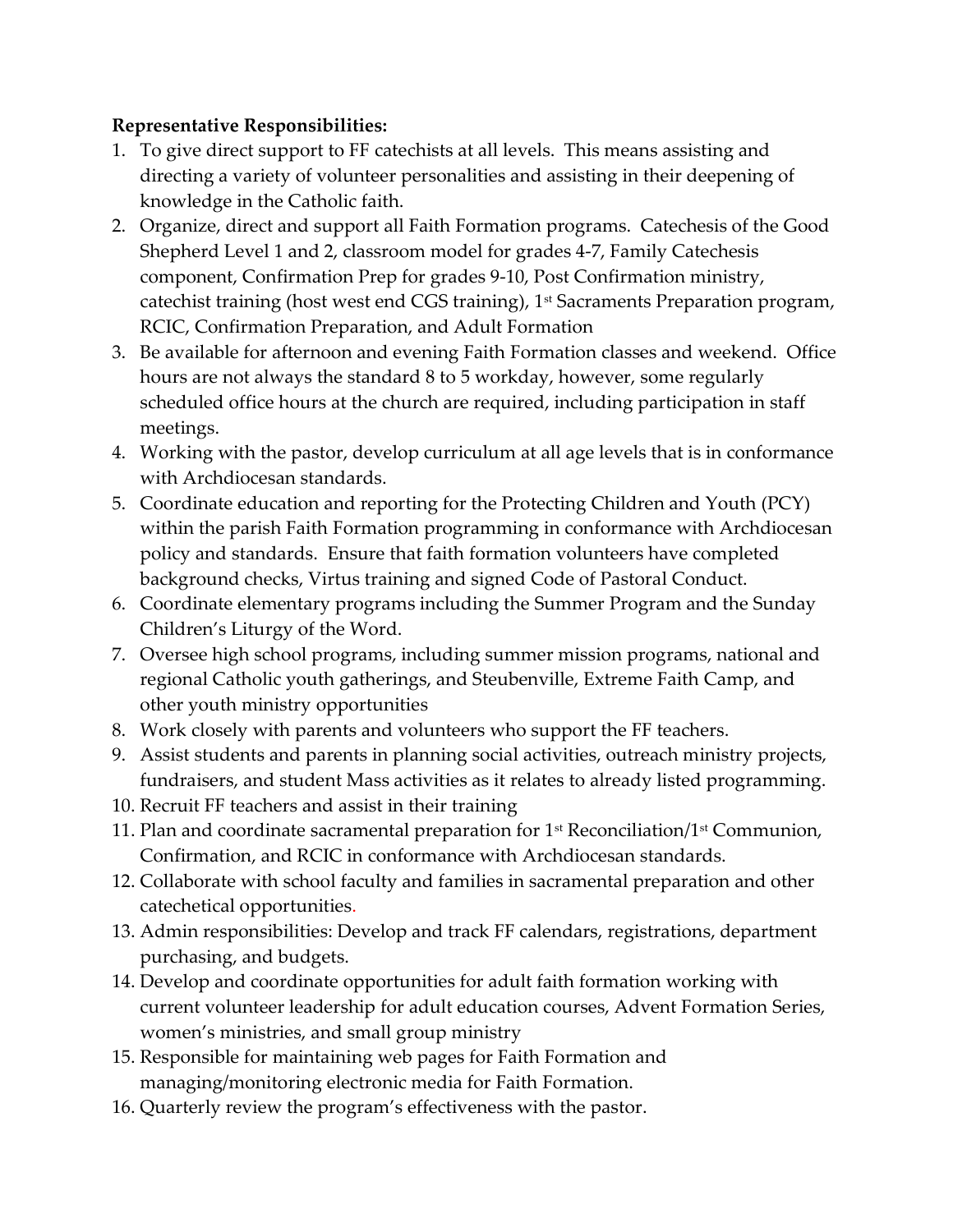**Representative Responsibilities:**

1. To give direct support to FF catechists at all levels. This means assisting and directing a variety of volunteer personalities and assisting in their deepening of knowledge in the Catholic faith.
2. Organize, direct and support all Faith Formation programs. Catechesis of the Good Shepherd Level 1 and 2, classroom model for grades 4-7, Family Catechesis component, Confirmation Prep for grades 9-10, Post Confirmation ministry, catechist training (host west end CGS training), 1st Sacraments Preparation program, RCIC, Confirmation Preparation, and Adult Formation
3. Be available for afternoon and evening Faith Formation classes and weekend. Office hours are not always the standard 8 to 5 workday, however, some regularly scheduled office hours at the church are required, including participation in staff meetings.
4. Working with the pastor, develop curriculum at all age levels that is in conformance with Archdiocesan standards.
5. Coordinate education and reporting for the Protecting Children and Youth (PCY) within the parish Faith Formation programming in conformance with Archdiocesan policy and standards. Ensure that faith formation volunteers have completed background checks, Virtus training and signed Code of Pastoral Conduct.
6. Coordinate elementary programs including the Summer Program and the Sunday Children's Liturgy of the Word.
7. Oversee high school programs, including summer mission programs, national and regional Catholic youth gatherings, and Steubenville, Extreme Faith Camp, and other youth ministry opportunities
8. Work closely with parents and volunteers who support the FF teachers.
9. Assist students and parents in planning social activities, outreach ministry projects, fundraisers, and student Mass activities as it relates to already listed programming.
10. Recruit FF teachers and assist in their training
11. Plan and coordinate sacramental preparation for 1st Reconciliation/1st Communion, Confirmation, and RCIC in conformance with Archdiocesan standards.
12. Collaborate with school faculty and families in sacramental preparation and other catechetical opportunities.
13. Admin responsibilities: Develop and track FF calendars, registrations, department purchasing, and budgets.
14. Develop and coordinate opportunities for adult faith formation working with current volunteer leadership for adult education courses, Advent Formation Series, women's ministries, and small group ministry
15. Responsible for maintaining web pages for Faith Formation and managing/monitoring electronic media for Faith Formation.
16. Quarterly review the program's effectiveness with the pastor.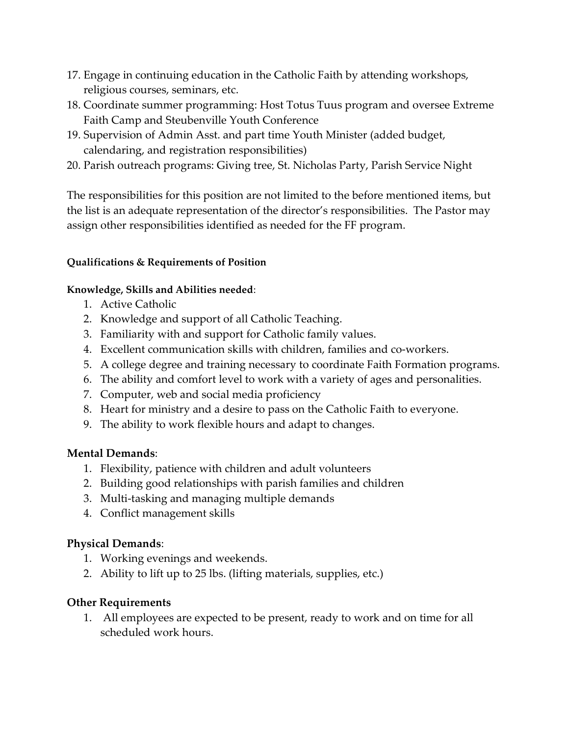17. Engage in continuing education in the Catholic Faith by attending workshops, religious courses, seminars, etc.
18. Coordinate summer programming: Host Totus Tuus program and oversee Extreme Faith Camp and Steubenville Youth Conference
19. Supervision of Admin Asst. and part time Youth Minister (added budget, calendaring, and registration responsibilities)
20. Parish outreach programs: Giving tree, St. Nicholas Party, Parish Service Night

The responsibilities for this position are not limited to the before mentioned items, but the list is an adequate representation of the director's responsibilities. The Pastor may assign other responsibilities identified as needed for the FF program.

**Qualifications & Requirements of Position**

**Knowledge, Skills and Abilities needed**:

1. Active Catholic
2. Knowledge and support of all Catholic Teaching.
3. Familiarity with and support for Catholic family values.
4. Excellent communication skills with children, families and co-workers.
5. A college degree and training necessary to coordinate Faith Formation programs.
6. The ability and comfort level to work with a variety of ages and personalities.
7. Computer, web and social media proficiency
8. Heart for ministry and a desire to pass on the Catholic Faith to everyone.
9. The ability to work flexible hours and adapt to changes.

**Mental Demands**:

1. Flexibility, patience with children and adult volunteers
2. Building good relationships with parish families and children
3. Multi-tasking and managing multiple demands
4. Conflict management skills

**Physical Demands**:

1. Working evenings and weekends.
2. Ability to lift up to 25 lbs. (lifting materials, supplies, etc.)

**Other Requirements**

1. All employees are expected to be present, ready to work and on time for all scheduled work hours.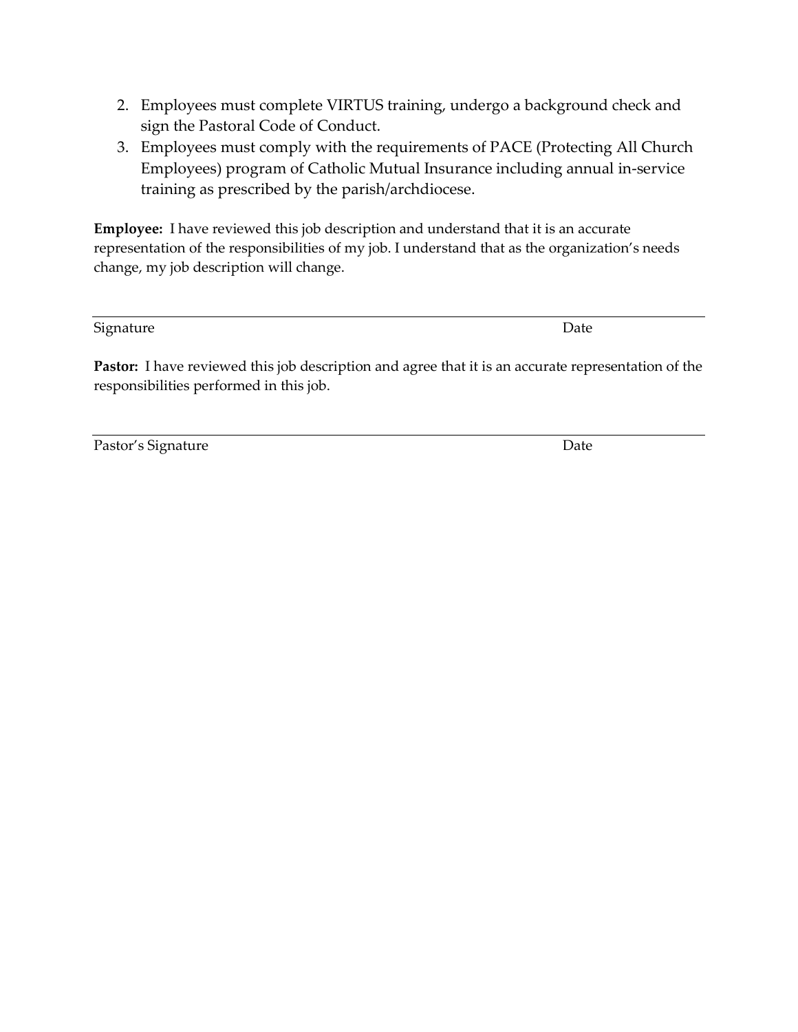2. Employees must complete VIRTUS training, undergo a background check and sign the Pastoral Code of Conduct.
3. Employees must comply with the requirements of PACE (Protecting All Church Employees) program of Catholic Mutual Insurance including annual in-service training as prescribed by the parish/archdiocese.

**Employee:** I have reviewed this job description and understand that it is an accurate representation of the responsibilities of my job. I understand that as the organization's needs change, my job description will change.

_______________________________________________________________________________

Signature                                                                                                                    Date

**Pastor:** I have reviewed this job description and agree that it is an accurate representation of the responsibilities performed in this job.

_______________________________________________________________________________

Pastor's Signature                                                                                                       Date